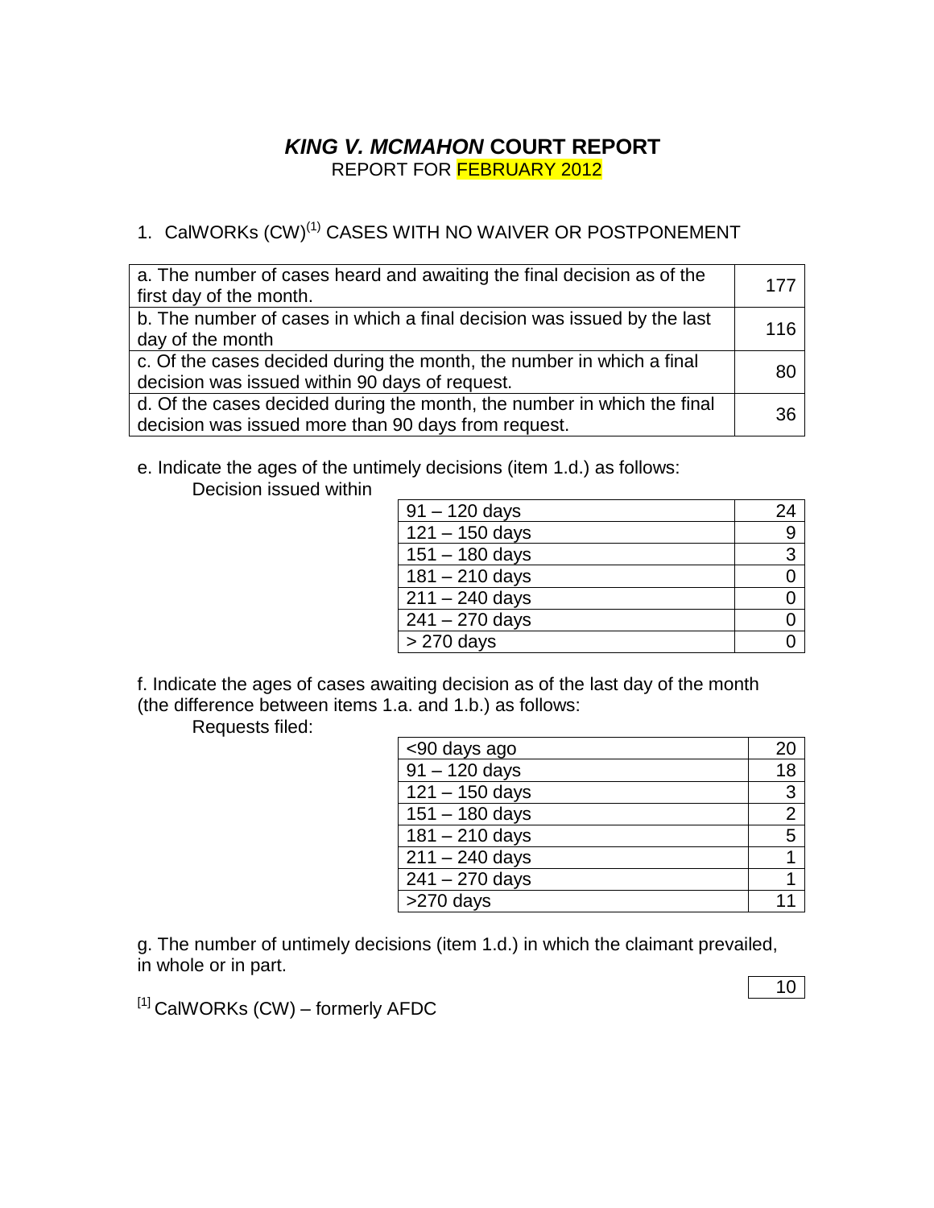# ***KING V. MCMAHON* COURT REPORT**

REPORT FOR FEBRUARY 2012

1. CalWORKs (CW)[1] CASES WITH NO WAIVER OR POSTPONEMENT

| | |
|---|---|
| a. The number of cases heard and awaiting the final decision as of the first day of the month. | 177 |
| b. The number of cases in which a final decision was issued by the last day of the month | 116 |
| c. Of the cases decided during the month, the number in which a final decision was issued within 90 days of request. | 80 |
| d. Of the cases decided during the month, the number in which the final decision was issued more than 90 days from request. | 36 |

e. Indicate the ages of the untimely decisions (item 1.d.) as follows:

Decision issued within

| | |
|---|---|
| 91 – 120 days | 24 |
| 121 – 150 days | 9 |
| 151 – 180 days | 3 |
| 181 – 210 days | 0 |
| 211 – 240 days | 0 |
| 241 – 270 days | 0 |
| > 270 days | 0 |

f. Indicate the ages of cases awaiting decision as of the last day of the month (the difference between items 1.a. and 1.b.) as follows:

Requests filed:

| | |
|---|---|
| <90 days ago | 20 |
| 91 – 120 days | 18 |
| 121 – 150 days | 3 |
| 151 – 180 days | 2 |
| 181 – 210 days | 5 |
| 211 – 240 days | 1 |
| 241 – 270 days | 1 |
| >270 days | 11 |

g. The number of untimely decisions (item 1.d.) in which the claimant prevailed, in whole or in part.

| |
|---|
| 10 |

[1] CalWORKs (CW) – formerly AFDC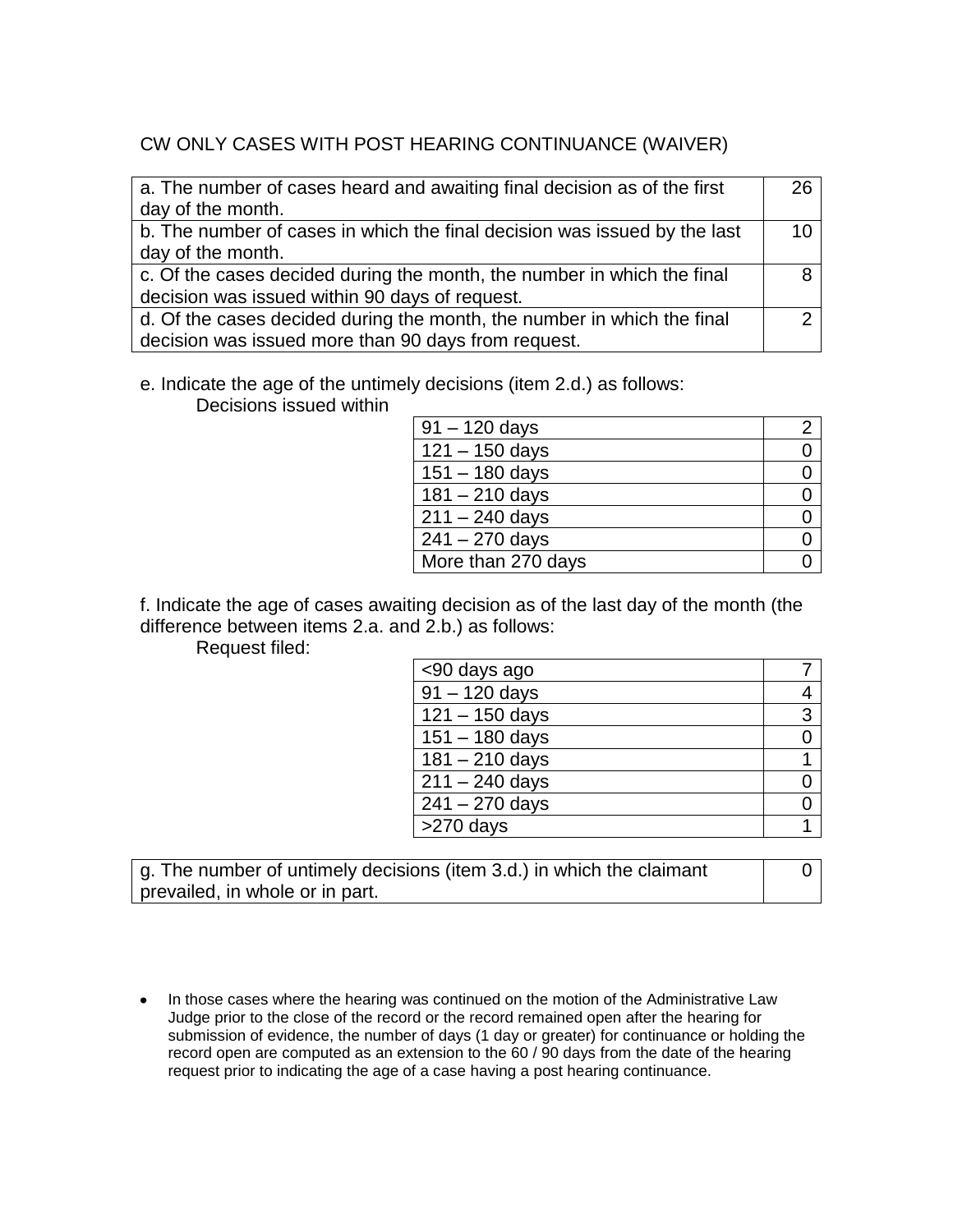CW ONLY CASES WITH POST HEARING CONTINUANCE (WAIVER)

| | |
|---|---|
| a. The number of cases heard and awaiting final decision as of the first day of the month. | 26 |
| b. The number of cases in which the final decision was issued by the last day of the month. | 10 |
| c. Of the cases decided during the month, the number in which the final decision was issued within 90 days of request. | 8 |
| d. Of the cases decided during the month, the number in which the final decision was issued more than 90 days from request. | 2 |

e. Indicate the age of the untimely decisions (item 2.d.) as follows:
Decisions issued within

| | |
|---|---|
| 91 – 120 days | 2 |
| 121 – 150 days | 0 |
| 151 – 180 days | 0 |
| 181 – 210 days | 0 |
| 211 – 240 days | 0 |
| 241 – 270 days | 0 |
| More than 270 days | 0 |

f. Indicate the age of cases awaiting decision as of the last day of the month (the difference between items 2.a. and 2.b.) as follows:
Request filed:

| | |
|---|---|
| <90 days ago | 7 |
| 91 – 120 days | 4 |
| 121 – 150 days | 3 |
| 151 – 180 days | 0 |
| 181 – 210 days | 1 |
| 211 – 240 days | 0 |
| 241 – 270 days | 0 |
| >270 days | 1 |

| | |
|---|---|
| g. The number of untimely decisions (item 3.d.) in which the claimant prevailed, in whole or in part. | 0 |

- In those cases where the hearing was continued on the motion of the Administrative Law Judge prior to the close of the record or the record remained open after the hearing for submission of evidence, the number of days (1 day or greater) for continuance or holding the record open are computed as an extension to the 60 / 90 days from the date of the hearing request prior to indicating the age of a case having a post hearing continuance.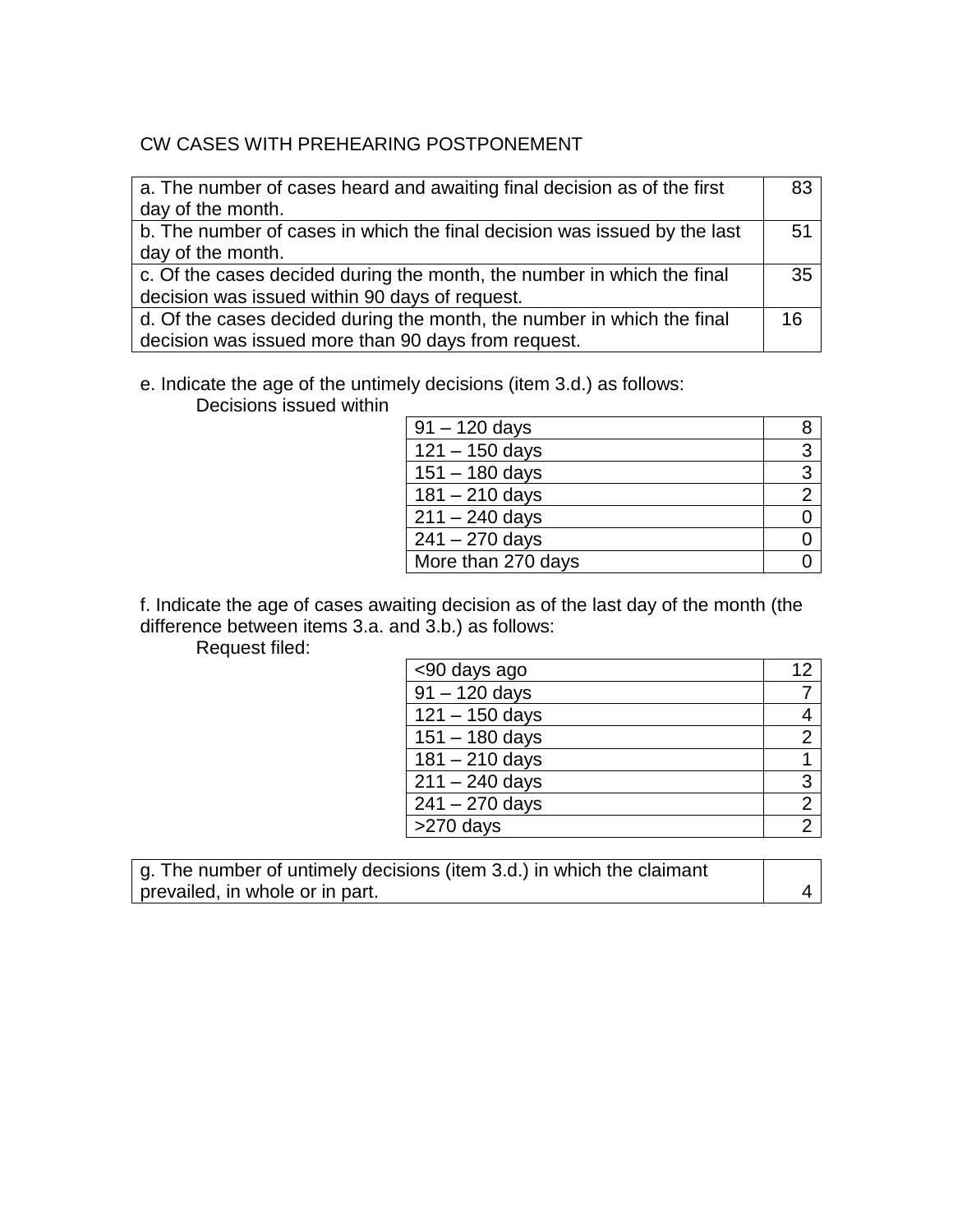CW CASES WITH PREHEARING POSTPONEMENT

| | |
|---|---|
| a. The number of cases heard and awaiting final decision as of the first day of the month. | 83 |
| b. The number of cases in which the final decision was issued by the last day of the month. | 51 |
| c. Of the cases decided during the month, the number in which the final decision was issued within 90 days of request. | 35 |
| d. Of the cases decided during the month, the number in which the final decision was issued more than 90 days from request. | 16 |

e. Indicate the age of the untimely decisions (item 3.d.) as follows:

Decisions issued within

| | |
|---|---|
| 91 – 120 days | 8 |
| 121 – 150 days | 3 |
| 151 – 180 days | 3 |
| 181 – 210 days | 2 |
| 211 – 240 days | 0 |
| 241 – 270 days | 0 |
| More than 270 days | 0 |

f. Indicate the age of cases awaiting decision as of the last day of the month (the difference between items 3.a. and 3.b.) as follows:

Request filed:

| | |
|---|---|
| <90 days ago | 12 |
| 91 – 120 days | 7 |
| 121 – 150 days | 4 |
| 151 – 180 days | 2 |
| 181 – 210 days | 1 |
| 211 – 240 days | 3 |
| 241 – 270 days | 2 |
| >270 days | 2 |

| | |
|---|---|
| g. The number of untimely decisions (item 3.d.) in which the claimant prevailed, in whole or in part. | 4 |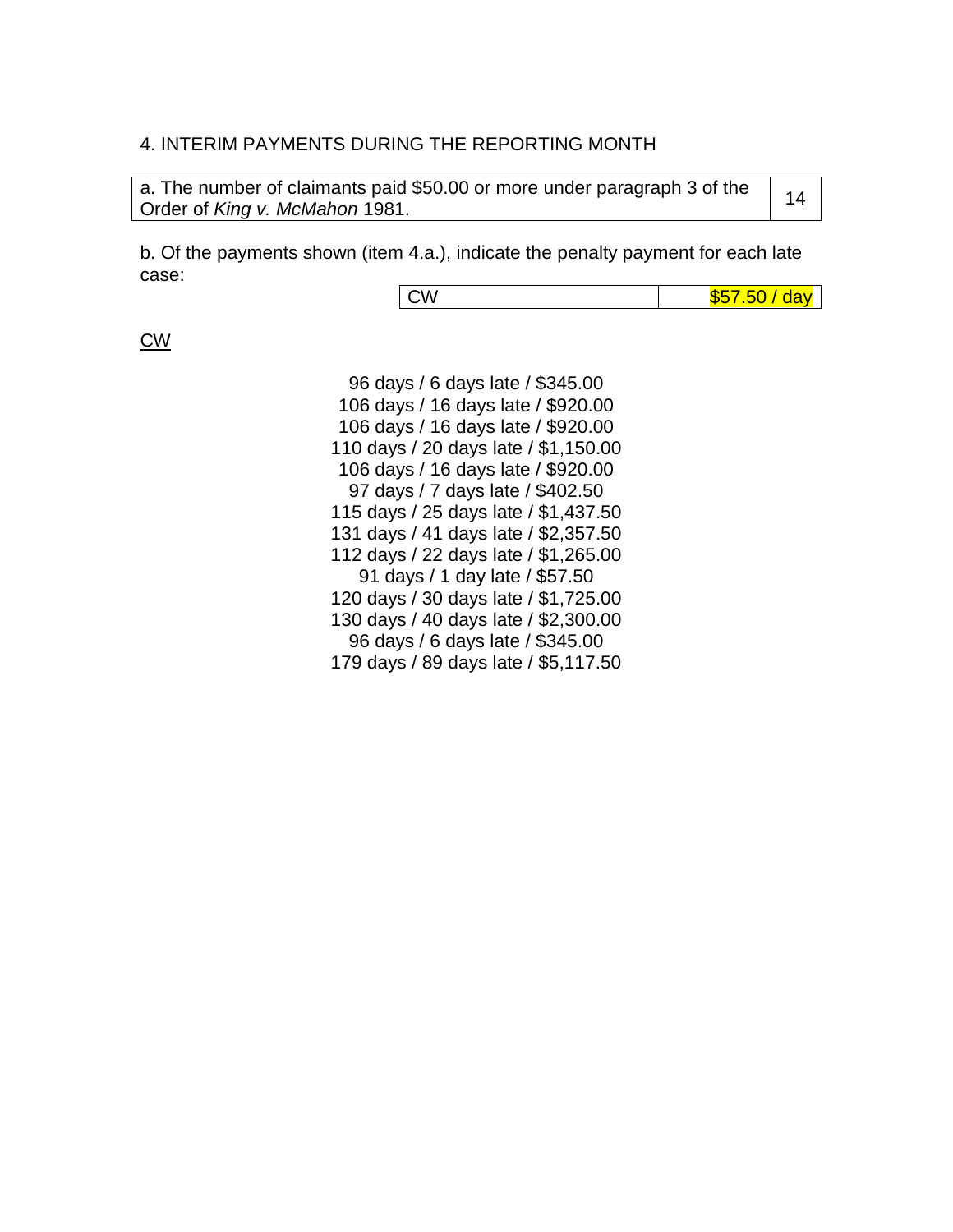4. INTERIM PAYMENTS DURING THE REPORTING MONTH

| | |
|---|---|
| a. The number of claimants paid $50.00 or more under paragraph 3 of the Order of *King v. McMahon* 1981. | 14 |

b. Of the payments shown (item 4.a.), indicate the penalty payment for each late case:

| | |
|---|---|
| CW | $57.50 / day |

CW

96 days / 6 days late / $345.00
106 days / 16 days late / $920.00
106 days / 16 days late / $920.00
110 days / 20 days late / $1,150.00
106 days / 16 days late / $920.00
97 days / 7 days late / $402.50
115 days / 25 days late / $1,437.50
131 days / 41 days late / $2,357.50
112 days / 22 days late / $1,265.00
91 days / 1 day late / $57.50
120 days / 30 days late / $1,725.00
130 days / 40 days late / $2,300.00
96 days / 6 days late / $345.00
179 days / 89 days late / $5,117.50